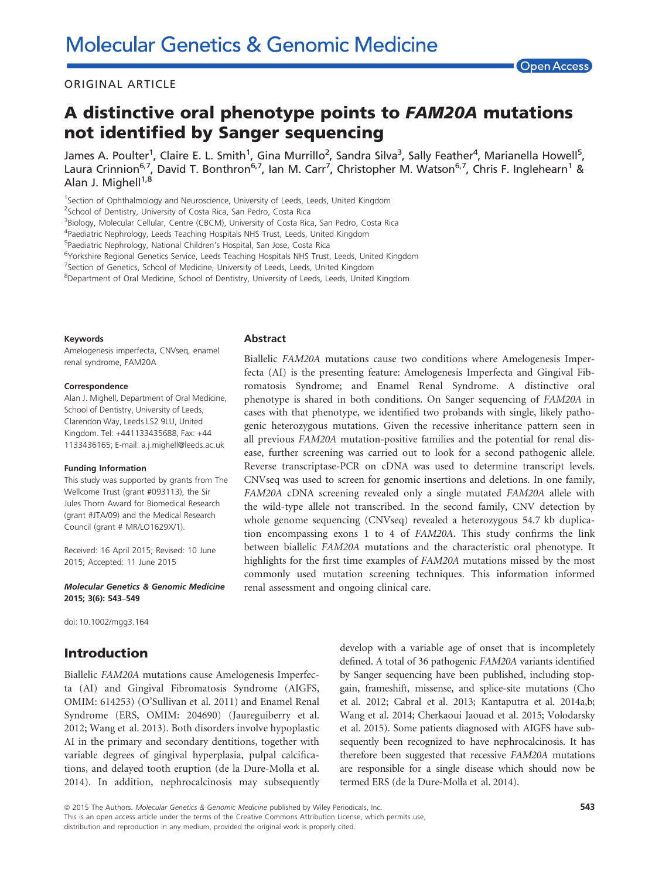ORIGINAL ARTICLE

# A distinctive oral phenotype points to *FAM20A* mutations not identified by Sanger sequencing

James A. Poulter[1], Claire E. L. Smith[1], Gina Murrillo[2], Sandra Silva[3], Sally Feather[4], Marianella Howell[5], Laura Crinnion[6,7], David T. Bonthron[6,7], Ian M. Carr[7], Christopher M. Watson[6,7], Chris F. Inglehearn[1] & Alan J. Mighell[1,8]

[1]Section of Ophthalmology and Neuroscience, University of Leeds, Leeds, United Kingdom
[2]School of Dentistry, University of Costa Rica, San Pedro, Costa Rica
[3]Biology, Molecular Cellular, Centre (CBCM), University of Costa Rica, San Pedro, Costa Rica
[4]Paediatric Nephrology, Leeds Teaching Hospitals NHS Trust, Leeds, United Kingdom
[5]Paediatric Nephrology, National Children's Hospital, San Jose, Costa Rica
[6]Yorkshire Regional Genetics Service, Leeds Teaching Hospitals NHS Trust, Leeds, United Kingdom
[7]Section of Genetics, School of Medicine, University of Leeds, Leeds, United Kingdom
[8]Department of Oral Medicine, School of Dentistry, University of Leeds, Leeds, United Kingdom

#### Keywords

Amelogenesis imperfecta, CNVseq, enamel renal syndrome, FAM20A

#### Correspondence

Alan J. Mighell, Department of Oral Medicine, School of Dentistry, University of Leeds, Clarendon Way, Leeds LS2 9LU, United Kingdom. Tel: +441133435688, Fax: +44 1133436165; E-mail: a.j.mighell@leeds.ac.uk

#### Funding Information

This study was supported by grants from The Wellcome Trust (grant #093113), the Sir Jules Thorn Award for Biomedical Research (grant #JTA/09) and the Medical Research Council (grant # MR/LO1629X/1).

Received: 16 April 2015; Revised: 10 June 2015; Accepted: 11 June 2015

***Molecular Genetics & Genomic Medicine* 2015; 3(6): 543–549**

doi: 10.1002/mgg3.164

## Abstract

Biallelic *FAM20A* mutations cause two conditions where Amelogenesis Imperfecta (AI) is the presenting feature: Amelogenesis Imperfecta and Gingival Fibromatosis Syndrome; and Enamel Renal Syndrome. A distinctive oral phenotype is shared in both conditions. On Sanger sequencing of *FAM20A* in cases with that phenotype, we identified two probands with single, likely pathogenic heterozygous mutations. Given the recessive inheritance pattern seen in all previous *FAM20A* mutation-positive families and the potential for renal disease, further screening was carried out to look for a second pathogenic allele. Reverse transcriptase-PCR on cDNA was used to determine transcript levels. CNVseq was used to screen for genomic insertions and deletions. In one family, *FAM20A* cDNA screening revealed only a single mutated *FAM20A* allele with the wild-type allele not transcribed. In the second family, CNV detection by whole genome sequencing (CNVseq) revealed a heterozygous 54.7 kb duplication encompassing exons 1 to 4 of *FAM20A*. This study confirms the link between biallelic *FAM20A* mutations and the characteristic oral phenotype. It highlights for the first time examples of *FAM20A* mutations missed by the most commonly used mutation screening techniques. This information informed renal assessment and ongoing clinical care.

## Introduction

Biallelic *FAM20A* mutations cause Amelogenesis Imperfecta (AI) and Gingival Fibromatosis Syndrome (AIGFS, OMIM: 614253) (O'Sullivan et al. 2011) and Enamel Renal Syndrome (ERS, OMIM: 204690) (Jaureguiberry et al. 2012; Wang et al. 2013). Both disorders involve hypoplastic AI in the primary and secondary dentitions, together with variable degrees of gingival hyperplasia, pulpal calcifications, and delayed tooth eruption (de la Dure-Molla et al. 2014). In addition, nephrocalcinosis may subsequently develop with a variable age of onset that is incompletely defined. A total of 36 pathogenic *FAM20A* variants identified by Sanger sequencing have been published, including stop-gain, frameshift, missense, and splice-site mutations (Cho et al. 2012; Cabral et al. 2013; Kantaputra et al. 2014a,b; Wang et al. 2014; Cherkaoui Jaouad et al. 2015; Volodarsky et al. 2015). Some patients diagnosed with AIGFS have subsequently been recognized to have nephrocalcinosis. It has therefore been suggested that recessive *FAM20A* mutations are responsible for a single disease which should now be termed ERS (de la Dure-Molla et al. 2014).

© 2015 The Authors. *Molecular Genetics & Genomic Medicine* published by Wiley Periodicals, Inc.
This is an open access article under the terms of the Creative Commons Attribution License, which permits use, distribution and reproduction in any medium, provided the original work is properly cited.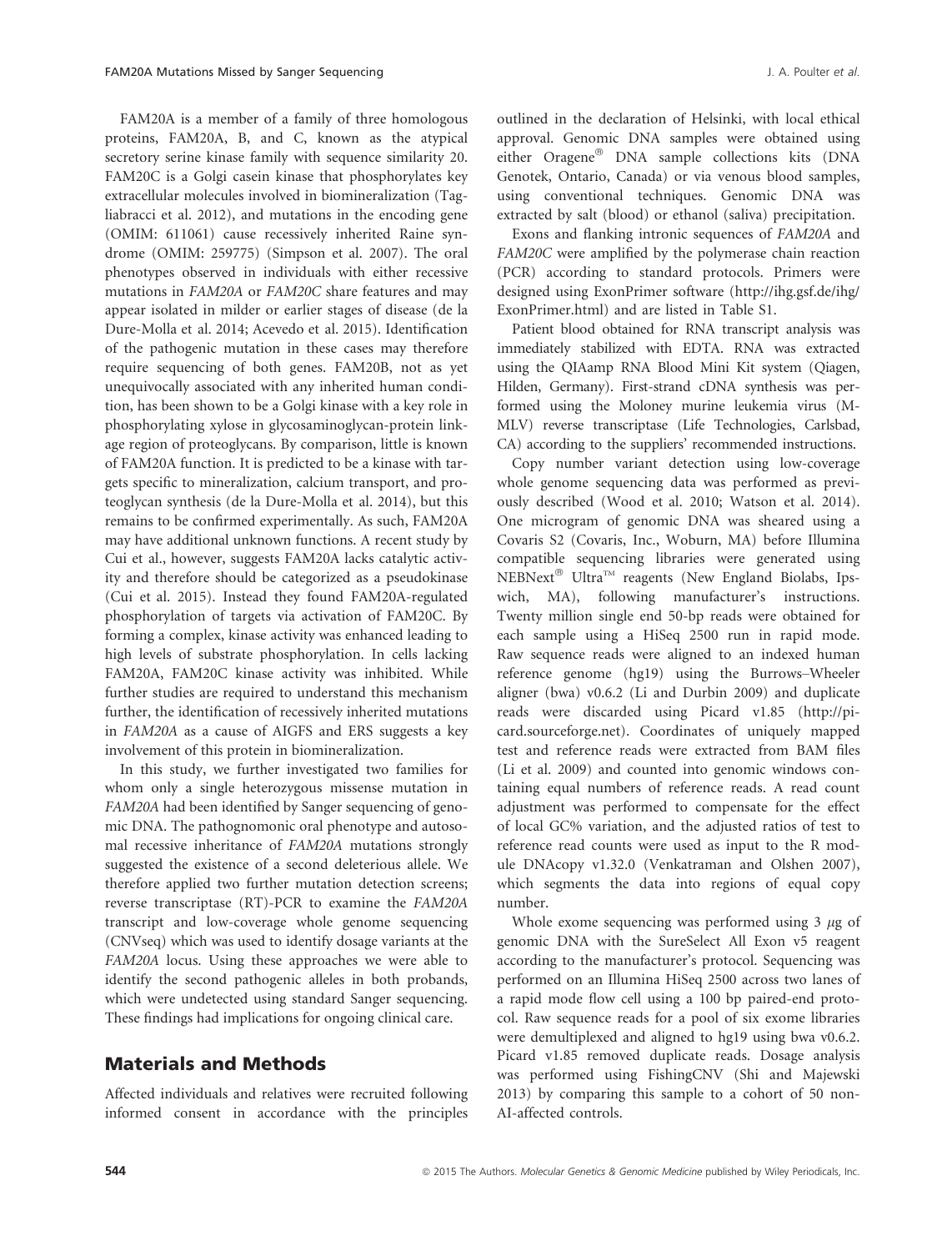FAM20A is a member of a family of three homologous proteins, FAM20A, B, and C, known as the atypical secretory serine kinase family with sequence similarity 20. FAM20C is a Golgi casein kinase that phosphorylates key extracellular molecules involved in biomineralization (Tagliabracci et al. 2012), and mutations in the encoding gene (OMIM: 611061) cause recessively inherited Raine syndrome (OMIM: 259775) (Simpson et al. 2007). The oral phenotypes observed in individuals with either recessive mutations in *FAM20A* or *FAM20C* share features and may appear isolated in milder or earlier stages of disease (de la Dure-Molla et al. 2014; Acevedo et al. 2015). Identification of the pathogenic mutation in these cases may therefore require sequencing of both genes. FAM20B, not as yet unequivocally associated with any inherited human condition, has been shown to be a Golgi kinase with a key role in phosphorylating xylose in glycosaminoglycan-protein linkage region of proteoglycans. By comparison, little is known of FAM20A function. It is predicted to be a kinase with targets specific to mineralization, calcium transport, and proteoglycan synthesis (de la Dure-Molla et al. 2014), but this remains to be confirmed experimentally. As such, FAM20A may have additional unknown functions. A recent study by Cui et al., however, suggests FAM20A lacks catalytic activity and therefore should be categorized as a pseudokinase (Cui et al. 2015). Instead they found FAM20A-regulated phosphorylation of targets via activation of FAM20C. By forming a complex, kinase activity was enhanced leading to high levels of substrate phosphorylation. In cells lacking FAM20A, FAM20C kinase activity was inhibited. While further studies are required to understand this mechanism further, the identification of recessively inherited mutations in *FAM20A* as a cause of AIGFS and ERS suggests a key involvement of this protein in biomineralization.

In this study, we further investigated two families for whom only a single heterozygous missense mutation in *FAM20A* had been identified by Sanger sequencing of genomic DNA. The pathognomonic oral phenotype and autosomal recessive inheritance of *FAM20A* mutations strongly suggested the existence of a second deleterious allele. We therefore applied two further mutation detection screens; reverse transcriptase (RT)-PCR to examine the *FAM20A* transcript and low-coverage whole genome sequencing (CNVseq) which was used to identify dosage variants at the *FAM20A* locus. Using these approaches we were able to identify the second pathogenic alleles in both probands, which were undetected using standard Sanger sequencing. These findings had implications for ongoing clinical care.

## Materials and Methods

Affected individuals and relatives were recruited following informed consent in accordance with the principles outlined in the declaration of Helsinki, with local ethical approval. Genomic DNA samples were obtained using either Oragene® DNA sample collections kits (DNA Genotek, Ontario, Canada) or via venous blood samples, using conventional techniques. Genomic DNA was extracted by salt (blood) or ethanol (saliva) precipitation.

Exons and flanking intronic sequences of *FAM20A* and *FAM20C* were amplified by the polymerase chain reaction (PCR) according to standard protocols. Primers were designed using ExonPrimer software (http://ihg.gsf.de/ihg/ExonPrimer.html) and are listed in Table S1.

Patient blood obtained for RNA transcript analysis was immediately stabilized with EDTA. RNA was extracted using the QIAamp RNA Blood Mini Kit system (Qiagen, Hilden, Germany). First-strand cDNA synthesis was performed using the Moloney murine leukemia virus (M-MLV) reverse transcriptase (Life Technologies, Carlsbad, CA) according to the suppliers' recommended instructions.

Copy number variant detection using low-coverage whole genome sequencing data was performed as previously described (Wood et al. 2010; Watson et al. 2014). One microgram of genomic DNA was sheared using a Covaris S2 (Covaris, Inc., Woburn, MA) before Illumina compatible sequencing libraries were generated using NEBNext® Ultra™ reagents (New England Biolabs, Ipswich, MA), following manufacturer's instructions. Twenty million single end 50-bp reads were obtained for each sample using a HiSeq 2500 run in rapid mode. Raw sequence reads were aligned to an indexed human reference genome (hg19) using the Burrows–Wheeler aligner (bwa) v0.6.2 (Li and Durbin 2009) and duplicate reads were discarded using Picard v1.85 (http://picard.sourceforge.net). Coordinates of uniquely mapped test and reference reads were extracted from BAM files (Li et al. 2009) and counted into genomic windows containing equal numbers of reference reads. A read count adjustment was performed to compensate for the effect of local GC% variation, and the adjusted ratios of test to reference read counts were used as input to the R module DNAcopy v1.32.0 (Venkatraman and Olshen 2007), which segments the data into regions of equal copy number.

Whole exome sequencing was performed using 3 $\mu$g of genomic DNA with the SureSelect All Exon v5 reagent according to the manufacturer's protocol. Sequencing was performed on an Illumina HiSeq 2500 across two lanes of a rapid mode flow cell using a 100 bp paired-end protocol. Raw sequence reads for a pool of six exome libraries were demultiplexed and aligned to hg19 using bwa v0.6.2. Picard v1.85 removed duplicate reads. Dosage analysis was performed using FishingCNV (Shi and Majewski 2013) by comparing this sample to a cohort of 50 non-AI-affected controls.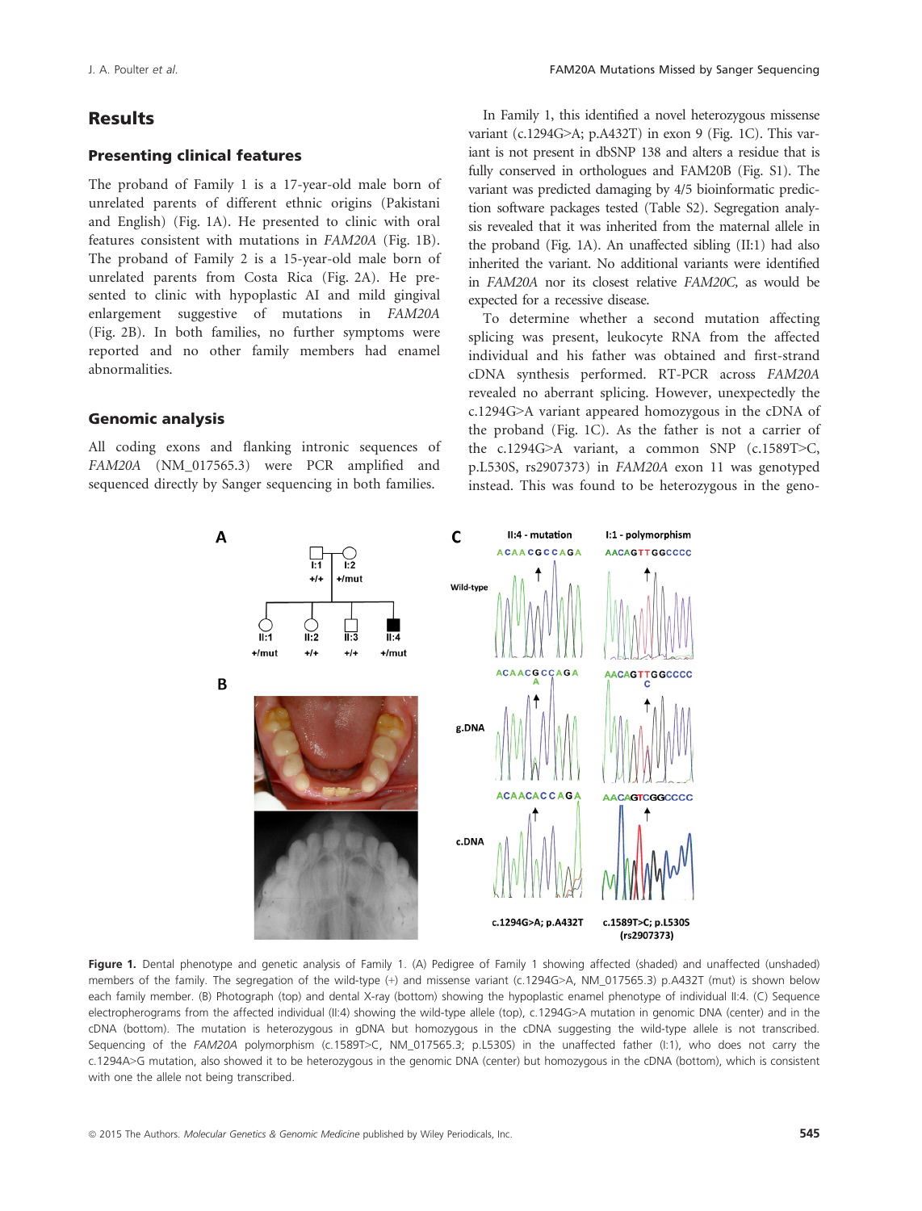## Results

### Presenting clinical features

The proband of Family 1 is a 17-year-old male born of unrelated parents of different ethnic origins (Pakistani and English) (Fig. 1A). He presented to clinic with oral features consistent with mutations in *FAM20A* (Fig. 1B). The proband of Family 2 is a 15-year-old male born of unrelated parents from Costa Rica (Fig. 2A). He presented to clinic with hypoplastic AI and mild gingival enlargement suggestive of mutations in *FAM20A* (Fig. 2B). In both families, no further symptoms were reported and no other family members had enamel abnormalities.

### Genomic analysis

All coding exons and flanking intronic sequences of *FAM20A* (NM_017565.3) were PCR amplified and sequenced directly by Sanger sequencing in both families.

In Family 1, this identified a novel heterozygous missense variant (c.1294G>A; p.A432T) in exon 9 (Fig. 1C). This variant is not present in dbSNP 138 and alters a residue that is fully conserved in orthologues and FAM20B (Fig. S1). The variant was predicted damaging by 4/5 bioinformatic prediction software packages tested (Table S2). Segregation analysis revealed that it was inherited from the maternal allele in the proband (Fig. 1A). An unaffected sibling (II:1) had also inherited the variant. No additional variants were identified in *FAM20A* nor its closest relative *FAM20C,* as would be expected for a recessive disease.

To determine whether a second mutation affecting splicing was present, leukocyte RNA from the affected individual and his father was obtained and first-strand cDNA synthesis performed. RT-PCR across *FAM20A* revealed no aberrant splicing. However, unexpectedly the c.1294G>A variant appeared homozygous in the cDNA of the proband (Fig. 1C). As the father is not a carrier of the c.1294G>A variant, a common SNP (c.1589T>C, p.L530S, rs2907373) in *FAM20A* exon 11 was genotyped instead. This was found to be heterozygous in the geno-

**Figure 1.** Dental phenotype and genetic analysis of Family 1. (A) Pedigree of Family 1 showing affected (shaded) and unaffected (unshaded) members of the family. The segregation of the wild-type (+) and missense variant (c.1294G>A, NM_017565.3) p.A432T (mut) is shown below each family member. (B) Photograph (top) and dental X-ray (bottom) showing the hypoplastic enamel phenotype of individual II:4. (C) Sequence electropherograms from the affected individual (II:4) showing the wild-type allele (top), c.1294G>A mutation in genomic DNA (center) and in the cDNA (bottom). The mutation is heterozygous in gDNA but homozygous in the cDNA suggesting the wild-type allele is not transcribed. Sequencing of the *FAM20A* polymorphism (c.1589T>C, NM_017565.3; p.L530S) in the unaffected father (I:1), who does not carry the c.1294A>G mutation, also showed it to be heterozygous in the genomic DNA (center) but homozygous in the cDNA (bottom), which is consistent with one the allele not being transcribed.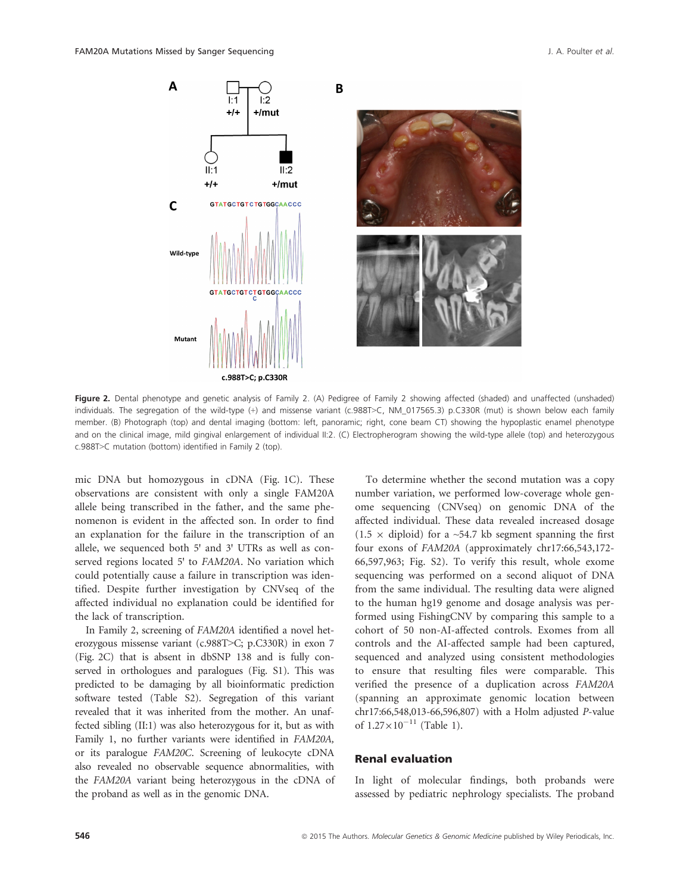**Figure 2.** Dental phenotype and genetic analysis of Family 2. (A) Pedigree of Family 2 showing affected (shaded) and unaffected (unshaded) individuals. The segregation of the wild-type (+) and missense variant (c.988T>C, NM_017565.3) p.C330R (mut) is shown below each family member. (B) Photograph (top) and dental imaging (bottom: left, panoramic; right, cone beam CT) showing the hypoplastic enamel phenotype and on the clinical image, mild gingival enlargement of individual II:2. (C) Electropherogram showing the wild-type allele (top) and heterozygous c.988T>C mutation (bottom) identified in Family 2 (top).

mic DNA but homozygous in cDNA (Fig. 1C). These observations are consistent with only a single FAM20A allele being transcribed in the father, and the same phenomenon is evident in the affected son. In order to find an explanation for the failure in the transcription of an allele, we sequenced both 5' and 3' UTRs as well as conserved regions located 5' to *FAM20A*. No variation which could potentially cause a failure in transcription was identified. Despite further investigation by CNVseq of the affected individual no explanation could be identified for the lack of transcription.

In Family 2, screening of *FAM20A* identified a novel heterozygous missense variant (c.988T>C; p.C330R) in exon 7 (Fig. 2C) that is absent in dbSNP 138 and is fully conserved in orthologues and paralogues (Fig. S1). This was predicted to be damaging by all bioinformatic prediction software tested (Table S2). Segregation of this variant revealed that it was inherited from the mother. An unaffected sibling (II:1) was also heterozygous for it, but as with Family 1, no further variants were identified in *FAM20A*, or its paralogue *FAM20C*. Screening of leukocyte cDNA also revealed no observable sequence abnormalities, with the *FAM20A* variant being heterozygous in the cDNA of the proband as well as in the genomic DNA.

To determine whether the second mutation was a copy number variation, we performed low-coverage whole genome sequencing (CNVseq) on genomic DNA of the affected individual. These data revealed increased dosage ($1.5 \times$ diploid) for a ~54.7 kb segment spanning the first four exons of *FAM20A* (approximately chr17:66,543,172-66,597,963; Fig. S2). To verify this result, whole exome sequencing was performed on a second aliquot of DNA from the same individual. The resulting data were aligned to the human hg19 genome and dosage analysis was performed using FishingCNV by comparing this sample to a cohort of 50 non-AI-affected controls. Exomes from all controls and the AI-affected sample had been captured, sequenced and analyzed using consistent methodologies to ensure that resulting files were comparable. This verified the presence of a duplication across *FAM20A* (spanning an approximate genomic location between chr17:66,548,013-66,596,807) with a Holm adjusted *P*-value of $1.27 \times 10^{-11}$ (Table 1).

## Renal evaluation

In light of molecular findings, both probands were assessed by pediatric nephrology specialists. The proband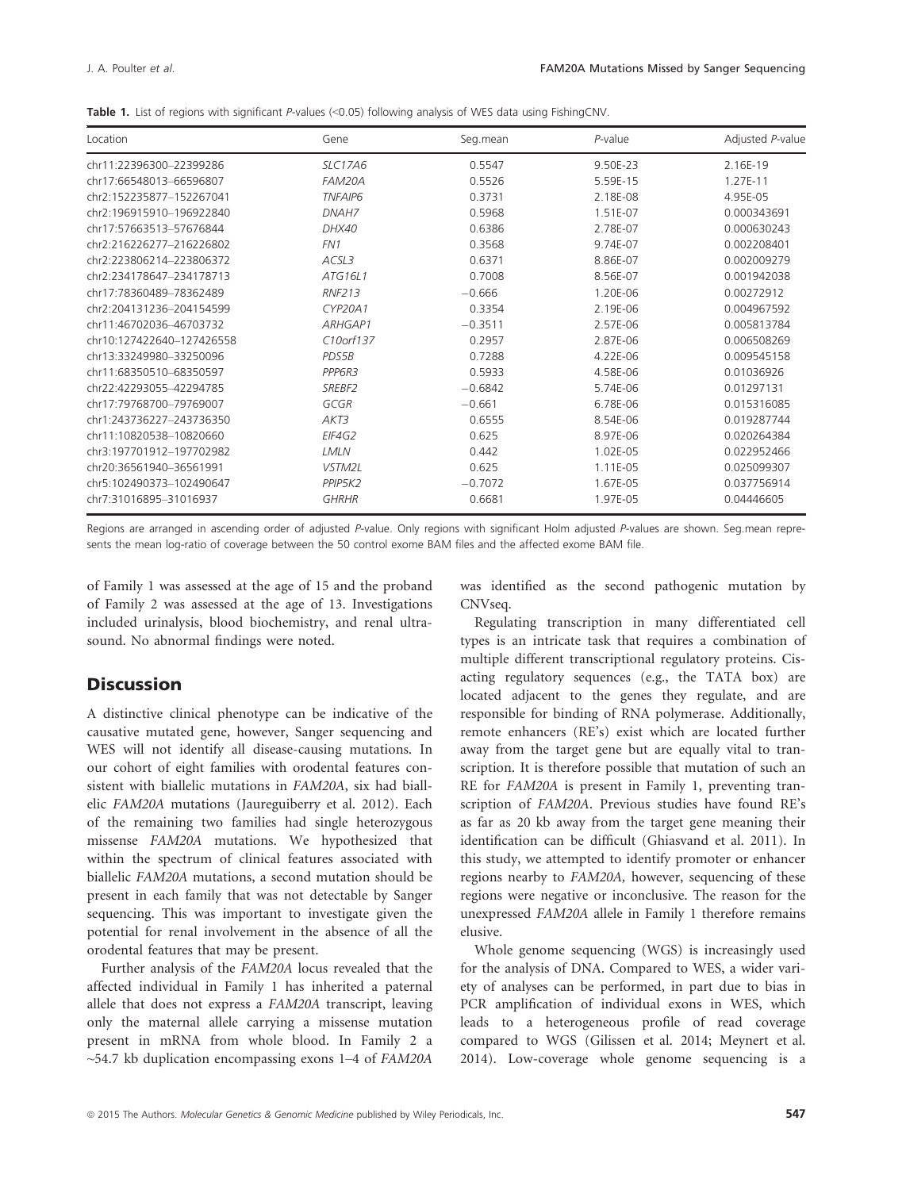**Table 1.** List of regions with significant *P*-values (<0.05) following analysis of WES data using FishingCNV.

| Location | Gene | Seg.mean | *P*-value | Adjusted *P*-value |
|---|---|---|---|---|
| chr11:22396300–22399286 | *SLC17A6* | 0.5547 | 9.50E-23 | 2.16E-19 |
| chr17:66548013–66596807 | *FAM20A* | 0.5526 | 5.59E-15 | 1.27E-11 |
| chr2:152235877–152267041 | *TNFAIP6* | 0.3731 | 2.18E-08 | 4.95E-05 |
| chr2:196915910–196922840 | *DNAH7* | 0.5968 | 1.51E-07 | 0.000343691 |
| chr17:57663513–57676844 | *DHX40* | 0.6386 | 2.78E-07 | 0.000630243 |
| chr2:216226277–216226802 | *FN1* | 0.3568 | 9.74E-07 | 0.002208401 |
| chr2:223806214–223806372 | *ACSL3* | 0.6371 | 8.86E-07 | 0.002009279 |
| chr2:234178647–234178713 | *ATG16L1* | 0.7008 | 8.56E-07 | 0.001942038 |
| chr17:78360489–78362489 | *RNF213* | −0.666 | 1.20E-06 | 0.00272912 |
| chr2:204131236–204154599 | *CYP20A1* | 0.3354 | 2.19E-06 | 0.004967592 |
| chr11:46702036–46703732 | *ARHGAP1* | −0.3511 | 2.57E-06 | 0.005813784 |
| chr10:127422640–127426558 | *C10orf137* | 0.2957 | 2.87E-06 | 0.006508269 |
| chr13:33249980–33250096 | *PDS5B* | 0.7288 | 4.22E-06 | 0.009545158 |
| chr11:68350510–68350597 | *PPP6R3* | 0.5933 | 4.58E-06 | 0.01036926 |
| chr22:42293055–42294785 | *SREBF2* | −0.6842 | 5.74E-06 | 0.01297131 |
| chr17:79768700–79769007 | *GCGR* | −0.661 | 6.78E-06 | 0.015316085 |
| chr1:243736227–243736350 | *AKT3* | 0.6555 | 8.54E-06 | 0.019287744 |
| chr11:10820538–10820660 | *EIF4G2* | 0.625 | 8.97E-06 | 0.020264384 |
| chr3:197701912–197702982 | *LMLN* | 0.442 | 1.02E-05 | 0.022952466 |
| chr20:36561940–36561991 | *VSTM2L* | 0.625 | 1.11E-05 | 0.025099307 |
| chr5:102490373–102490647 | *PPIP5K2* | −0.7072 | 1.67E-05 | 0.037756914 |
| chr7:31016895–31016937 | *GHRHR* | 0.6681 | 1.97E-05 | 0.04446605 |

Regions are arranged in ascending order of adjusted *P*-value. Only regions with significant Holm adjusted *P*-values are shown. Seg.mean represents the mean log-ratio of coverage between the 50 control exome BAM files and the affected exome BAM file.

of Family 1 was assessed at the age of 15 and the proband of Family 2 was assessed at the age of 13. Investigations included urinalysis, blood biochemistry, and renal ultrasound. No abnormal findings were noted.

## Discussion

A distinctive clinical phenotype can be indicative of the causative mutated gene, however, Sanger sequencing and WES will not identify all disease-causing mutations. In our cohort of eight families with orodental features consistent with biallelic mutations in *FAM20A*, six had biallelic *FAM20A* mutations (Jaureguiberry et al. 2012). Each of the remaining two families had single heterozygous missense *FAM20A* mutations. We hypothesized that within the spectrum of clinical features associated with biallelic *FAM20A* mutations, a second mutation should be present in each family that was not detectable by Sanger sequencing. This was important to investigate given the potential for renal involvement in the absence of all the orodental features that may be present.

Further analysis of the *FAM20A* locus revealed that the affected individual in Family 1 has inherited a paternal allele that does not express a *FAM20A* transcript, leaving only the maternal allele carrying a missense mutation present in mRNA from whole blood. In Family 2 a ~54.7 kb duplication encompassing exons 1–4 of *FAM20A* was identified as the second pathogenic mutation by CNVseq.

Regulating transcription in many differentiated cell types is an intricate task that requires a combination of multiple different transcriptional regulatory proteins. Cis-acting regulatory sequences (e.g., the TATA box) are located adjacent to the genes they regulate, and are responsible for binding of RNA polymerase. Additionally, remote enhancers (RE's) exist which are located further away from the target gene but are equally vital to transcription. It is therefore possible that mutation of such an RE for *FAM20A* is present in Family 1, preventing transcription of *FAM20A*. Previous studies have found RE's as far as 20 kb away from the target gene meaning their identification can be difficult (Ghiasvand et al. 2011). In this study, we attempted to identify promoter or enhancer regions nearby to *FAM20A*, however, sequencing of these regions were negative or inconclusive. The reason for the unexpressed *FAM20A* allele in Family 1 therefore remains elusive.

Whole genome sequencing (WGS) is increasingly used for the analysis of DNA. Compared to WES, a wider variety of analyses can be performed, in part due to bias in PCR amplification of individual exons in WES, which leads to a heterogeneous profile of read coverage compared to WGS (Gilissen et al. 2014; Meynert et al. 2014). Low-coverage whole genome sequencing is a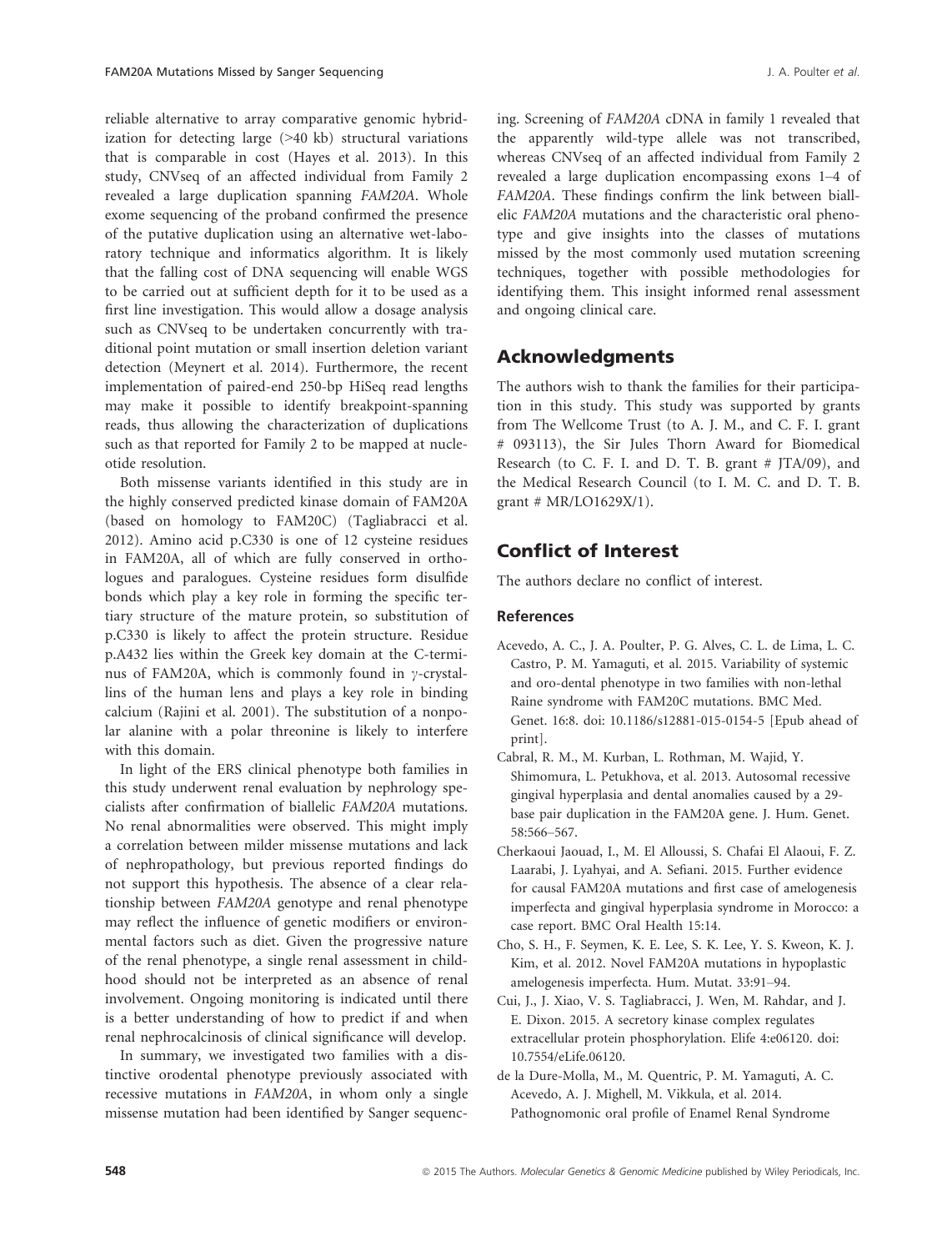reliable alternative to array comparative genomic hybridization for detecting large (>40 kb) structural variations that is comparable in cost (Hayes et al. 2013). In this study, CNVseq of an affected individual from Family 2 revealed a large duplication spanning *FAM20A*. Whole exome sequencing of the proband confirmed the presence of the putative duplication using an alternative wet-laboratory technique and informatics algorithm. It is likely that the falling cost of DNA sequencing will enable WGS to be carried out at sufficient depth for it to be used as a first line investigation. This would allow a dosage analysis such as CNVseq to be undertaken concurrently with traditional point mutation or small insertion deletion variant detection (Meynert et al. 2014). Furthermore, the recent implementation of paired-end 250-bp HiSeq read lengths may make it possible to identify breakpoint-spanning reads, thus allowing the characterization of duplications such as that reported for Family 2 to be mapped at nucleotide resolution.

Both missense variants identified in this study are in the highly conserved predicted kinase domain of FAM20A (based on homology to FAM20C) (Tagliabracci et al. 2012). Amino acid p.C330 is one of 12 cysteine residues in FAM20A, all of which are fully conserved in orthologues and paralogues. Cysteine residues form disulfide bonds which play a key role in forming the specific tertiary structure of the mature protein, so substitution of p.C330 is likely to affect the protein structure. Residue p.A432 lies within the Greek key domain at the C-terminus of FAM20A, which is commonly found in $\gamma$-crystallins of the human lens and plays a key role in binding calcium (Rajini et al. 2001). The substitution of a nonpolar alanine with a polar threonine is likely to interfere with this domain.

In light of the ERS clinical phenotype both families in this study underwent renal evaluation by nephrology specialists after confirmation of biallelic *FAM20A* mutations. No renal abnormalities were observed. This might imply a correlation between milder missense mutations and lack of nephropathology, but previous reported findings do not support this hypothesis. The absence of a clear relationship between *FAM20A* genotype and renal phenotype may reflect the influence of genetic modifiers or environmental factors such as diet. Given the progressive nature of the renal phenotype, a single renal assessment in childhood should not be interpreted as an absence of renal involvement. Ongoing monitoring is indicated until there is a better understanding of how to predict if and when renal nephrocalcinosis of clinical significance will develop.

In summary, we investigated two families with a distinctive orodental phenotype previously associated with recessive mutations in *FAM20A*, in whom only a single missense mutation had been identified by Sanger sequencing. Screening of *FAM20A* cDNA in family 1 revealed that the apparently wild-type allele was not transcribed, whereas CNVseq of an affected individual from Family 2 revealed a large duplication encompassing exons 1–4 of *FAM20A*. These findings confirm the link between biallelic *FAM20A* mutations and the characteristic oral phenotype and give insights into the classes of mutations missed by the most commonly used mutation screening techniques, together with possible methodologies for identifying them. This insight informed renal assessment and ongoing clinical care.

## Acknowledgments

The authors wish to thank the families for their participation in this study. This study was supported by grants from The Wellcome Trust (to A. J. M., and C. F. I. grant # 093113), the Sir Jules Thorn Award for Biomedical Research (to C. F. I. and D. T. B. grant # JTA/09), and the Medical Research Council (to I. M. C. and D. T. B. grant # MR/LO1629X/1).

## Conflict of Interest

The authors declare no conflict of interest.

### References

Acevedo, A. C., J. A. Poulter, P. G. Alves, C. L. de Lima, L. C. Castro, P. M. Yamaguti, et al. 2015. Variability of systemic and oro-dental phenotype in two families with non-lethal Raine syndrome with FAM20C mutations. BMC Med. Genet. 16:8. doi: 10.1186/s12881-015-0154-5 [Epub ahead of print].

Cabral, R. M., M. Kurban, L. Rothman, M. Wajid, Y. Shimomura, L. Petukhova, et al. 2013. Autosomal recessive gingival hyperplasia and dental anomalies caused by a 29-base pair duplication in the FAM20A gene. J. Hum. Genet. 58:566–567.

Cherkaoui Jaouad, I., M. El Alloussi, S. Chafai El Alaoui, F. Z. Laarabi, J. Lyahyai, and A. Sefiani. 2015. Further evidence for causal FAM20A mutations and first case of amelogenesis imperfecta and gingival hyperplasia syndrome in Morocco: a case report. BMC Oral Health 15:14.

Cho, S. H., F. Seymen, K. E. Lee, S. K. Lee, Y. S. Kweon, K. J. Kim, et al. 2012. Novel FAM20A mutations in hypoplastic amelogenesis imperfecta. Hum. Mutat. 33:91–94.

Cui, J., J. Xiao, V. S. Tagliabracci, J. Wen, M. Rahdar, and J. E. Dixon. 2015. A secretory kinase complex regulates extracellular protein phosphorylation. Elife 4:e06120. doi: 10.7554/eLife.06120.

de la Dure-Molla, M., M. Quentric, P. M. Yamaguti, A. C. Acevedo, A. J. Mighell, M. Vikkula, et al. 2014. Pathognomonic oral profile of Enamel Renal Syndrome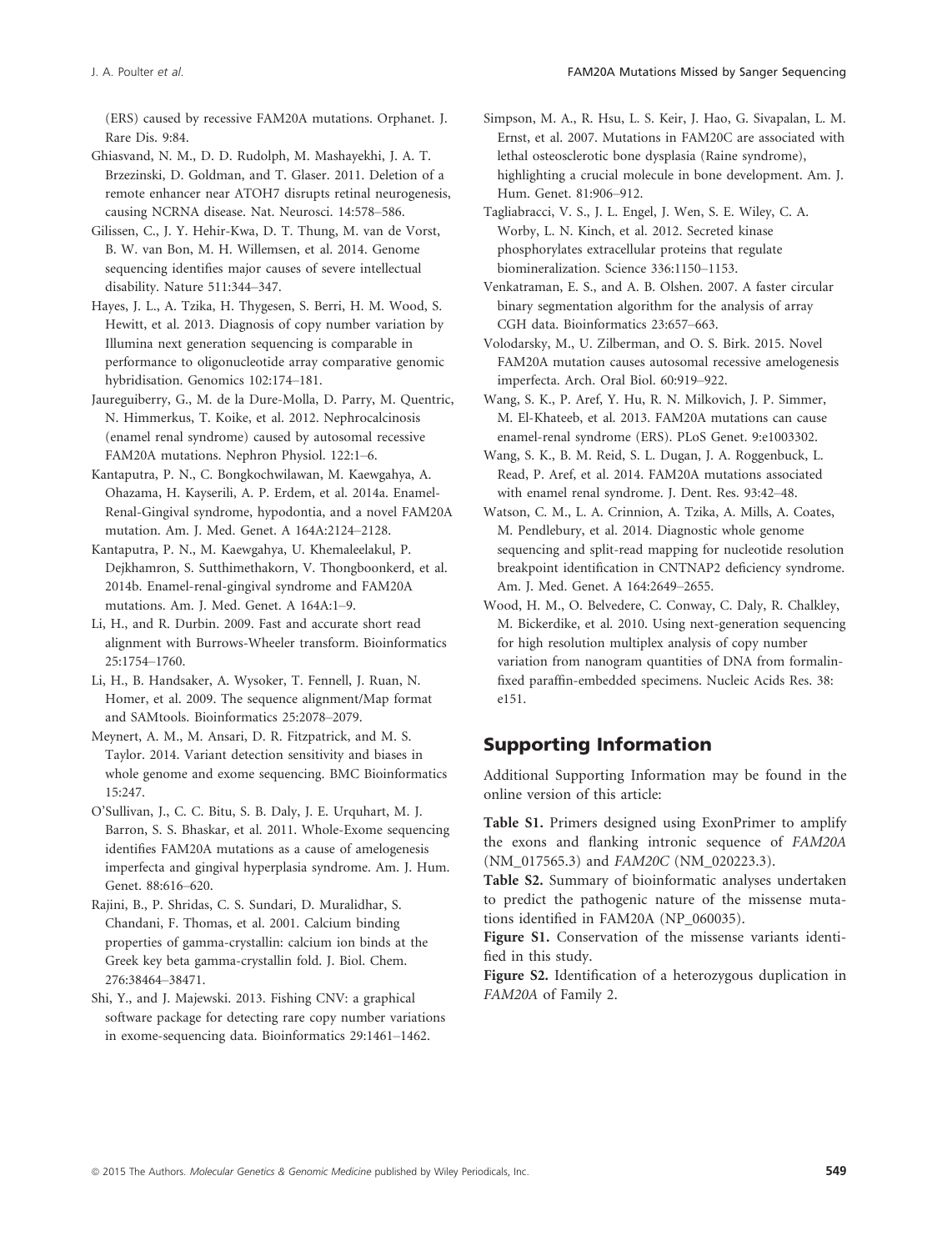(ERS) caused by recessive FAM20A mutations. Orphanet. J. Rare Dis. 9:84.

Ghiasvand, N. M., D. D. Rudolph, M. Mashayekhi, J. A. T. Brzezinski, D. Goldman, and T. Glaser. 2011. Deletion of a remote enhancer near ATOH7 disrupts retinal neurogenesis, causing NCRNA disease. Nat. Neurosci. 14:578–586.

Gilissen, C., J. Y. Hehir-Kwa, D. T. Thung, M. van de Vorst, B. W. van Bon, M. H. Willemsen, et al. 2014. Genome sequencing identifies major causes of severe intellectual disability. Nature 511:344–347.

Hayes, J. L., A. Tzika, H. Thygesen, S. Berri, H. M. Wood, S. Hewitt, et al. 2013. Diagnosis of copy number variation by Illumina next generation sequencing is comparable in performance to oligonucleotide array comparative genomic hybridisation. Genomics 102:174–181.

Jaureguiberry, G., M. de la Dure-Molla, D. Parry, M. Quentric, N. Himmerkus, T. Koike, et al. 2012. Nephrocalcinosis (enamel renal syndrome) caused by autosomal recessive FAM20A mutations. Nephron Physiol. 122:1–6.

Kantaputra, P. N., C. Bongkochwilawan, M. Kaewgahya, A. Ohazama, H. Kayserili, A. P. Erdem, et al. 2014a. Enamel-Renal-Gingival syndrome, hypodontia, and a novel FAM20A mutation. Am. J. Med. Genet. A 164A:2124–2128.

Kantaputra, P. N., M. Kaewgahya, U. Khemaleelakul, P. Dejkhamron, S. Sutthimethakorn, V. Thongboonkerd, et al. 2014b. Enamel-renal-gingival syndrome and FAM20A mutations. Am. J. Med. Genet. A 164A:1–9.

Li, H., and R. Durbin. 2009. Fast and accurate short read alignment with Burrows-Wheeler transform. Bioinformatics 25:1754–1760.

Li, H., B. Handsaker, A. Wysoker, T. Fennell, J. Ruan, N. Homer, et al. 2009. The sequence alignment/Map format and SAMtools. Bioinformatics 25:2078–2079.

Meynert, A. M., M. Ansari, D. R. Fitzpatrick, and M. S. Taylor. 2014. Variant detection sensitivity and biases in whole genome and exome sequencing. BMC Bioinformatics 15:247.

O'Sullivan, J., C. C. Bitu, S. B. Daly, J. E. Urquhart, M. J. Barron, S. S. Bhaskar, et al. 2011. Whole-Exome sequencing identifies FAM20A mutations as a cause of amelogenesis imperfecta and gingival hyperplasia syndrome. Am. J. Hum. Genet. 88:616–620.

Rajini, B., P. Shridas, C. S. Sundari, D. Muralidhar, S. Chandani, F. Thomas, et al. 2001. Calcium binding properties of gamma-crystallin: calcium ion binds at the Greek key beta gamma-crystallin fold. J. Biol. Chem. 276:38464–38471.

Shi, Y., and J. Majewski. 2013. Fishing CNV: a graphical software package for detecting rare copy number variations in exome-sequencing data. Bioinformatics 29:1461–1462.

Simpson, M. A., R. Hsu, L. S. Keir, J. Hao, G. Sivapalan, L. M. Ernst, et al. 2007. Mutations in FAM20C are associated with lethal osteosclerotic bone dysplasia (Raine syndrome), highlighting a crucial molecule in bone development. Am. J. Hum. Genet. 81:906–912.

Tagliabracci, V. S., J. L. Engel, J. Wen, S. E. Wiley, C. A. Worby, L. N. Kinch, et al. 2012. Secreted kinase phosphorylates extracellular proteins that regulate biomineralization. Science 336:1150–1153.

Venkatraman, E. S., and A. B. Olshen. 2007. A faster circular binary segmentation algorithm for the analysis of array CGH data. Bioinformatics 23:657–663.

Volodarsky, M., U. Zilberman, and O. S. Birk. 2015. Novel FAM20A mutation causes autosomal recessive amelogenesis imperfecta. Arch. Oral Biol. 60:919–922.

Wang, S. K., P. Aref, Y. Hu, R. N. Milkovich, J. P. Simmer, M. El-Khateeb, et al. 2013. FAM20A mutations can cause enamel-renal syndrome (ERS). PLoS Genet. 9:e1003302.

Wang, S. K., B. M. Reid, S. L. Dugan, J. A. Roggenbuck, L. Read, P. Aref, et al. 2014. FAM20A mutations associated with enamel renal syndrome. J. Dent. Res. 93:42–48.

Watson, C. M., L. A. Crinnion, A. Tzika, A. Mills, A. Coates, M. Pendlebury, et al. 2014. Diagnostic whole genome sequencing and split-read mapping for nucleotide resolution breakpoint identification in CNTNAP2 deficiency syndrome. Am. J. Med. Genet. A 164:2649–2655.

Wood, H. M., O. Belvedere, C. Conway, C. Daly, R. Chalkley, M. Bickerdike, et al. 2010. Using next-generation sequencing for high resolution multiplex analysis of copy number variation from nanogram quantities of DNA from formalin-fixed paraffin-embedded specimens. Nucleic Acids Res. 38: e151.

## Supporting Information

Additional Supporting Information may be found in the online version of this article:

**Table S1.** Primers designed using ExonPrimer to amplify the exons and flanking intronic sequence of *FAM20A* (NM_017565.3) and *FAM20C* (NM_020223.3).

**Table S2.** Summary of bioinformatic analyses undertaken to predict the pathogenic nature of the missense mutations identified in FAM20A (NP_060035).

**Figure S1.** Conservation of the missense variants identified in this study.

**Figure S2.** Identification of a heterozygous duplication in *FAM20A* of Family 2.